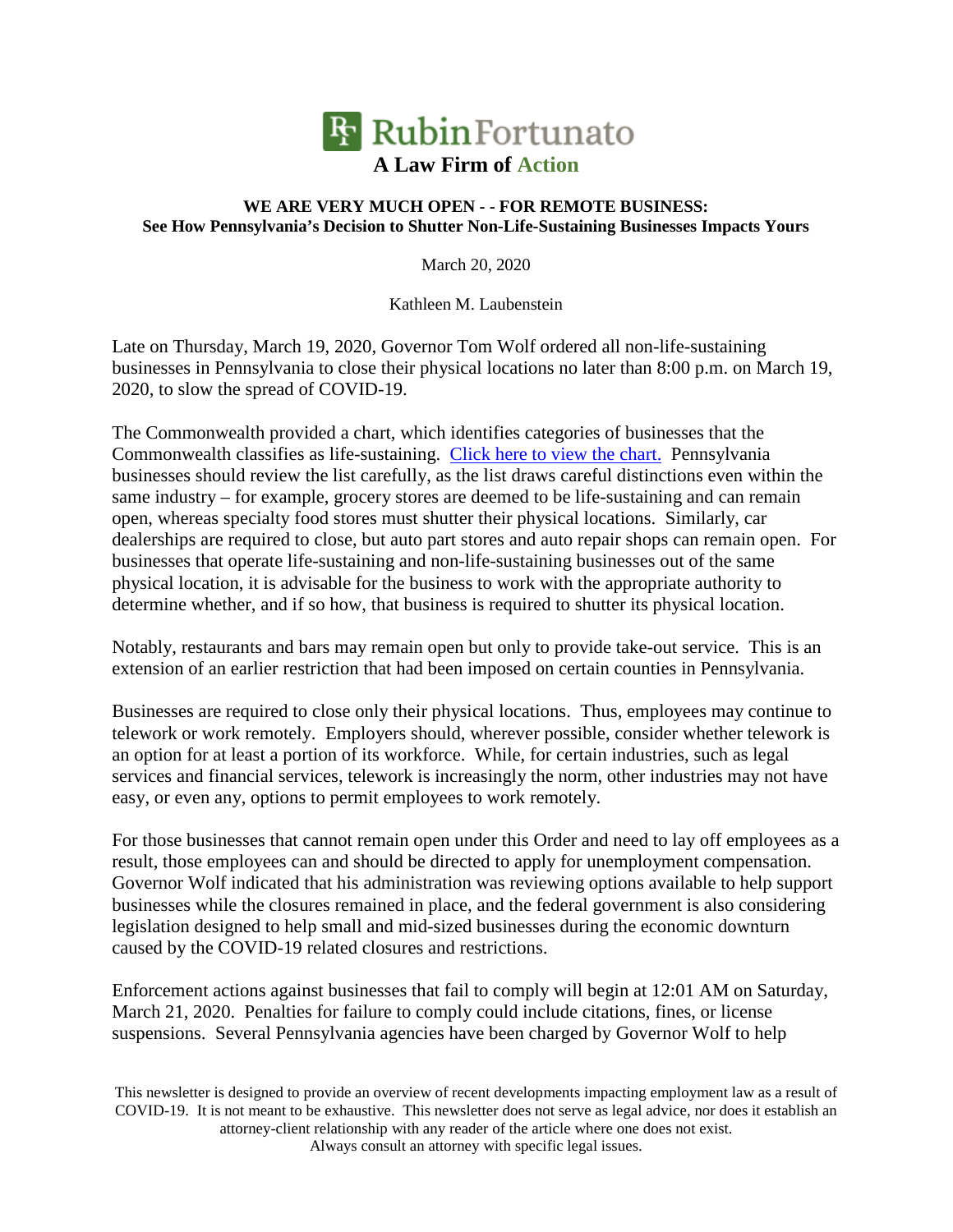**RubinFortunato**

**A Law Firm of Action**

## WE ARE VERY MUCH OPEN - - FOR REMOTE BUSINESS: See How Pennsylvania's Decision to Shutter Non-Life-Sustaining Businesses Impacts Yours

March 20, 2020

Kathleen M. Laubenstein

Late on Thursday, March 19, 2020, Governor Tom Wolf ordered all non-life-sustaining businesses in Pennsylvania to close their physical locations no later than 8:00 p.m. on March 19, 2020, to slow the spread of COVID-19.

The Commonwealth provided a chart, which identifies categories of businesses that the Commonwealth classifies as life-sustaining. Click here to view the chart. Pennsylvania businesses should review the list carefully, as the list draws careful distinctions even within the same industry – for example, grocery stores are deemed to be life-sustaining and can remain open, whereas specialty food stores must shutter their physical locations. Similarly, car dealerships are required to close, but auto part stores and auto repair shops can remain open. For businesses that operate life-sustaining and non-life-sustaining businesses out of the same physical location, it is advisable for the business to work with the appropriate authority to determine whether, and if so how, that business is required to shutter its physical location.

Notably, restaurants and bars may remain open but only to provide take-out service. This is an extension of an earlier restriction that had been imposed on certain counties in Pennsylvania.

Businesses are required to close only their physical locations. Thus, employees may continue to telework or work remotely. Employers should, wherever possible, consider whether telework is an option for at least a portion of its workforce. While, for certain industries, such as legal services and financial services, telework is increasingly the norm, other industries may not have easy, or even any, options to permit employees to work remotely.

For those businesses that cannot remain open under this Order and need to lay off employees as a result, those employees can and should be directed to apply for unemployment compensation. Governor Wolf indicated that his administration was reviewing options available to help support businesses while the closures remained in place, and the federal government is also considering legislation designed to help small and mid-sized businesses during the economic downturn caused by the COVID-19 related closures and restrictions.

Enforcement actions against businesses that fail to comply will begin at 12:01 AM on Saturday, March 21, 2020. Penalties for failure to comply could include citations, fines, or license suspensions. Several Pennsylvania agencies have been charged by Governor Wolf to help

This newsletter is designed to provide an overview of recent developments impacting employment law as a result of COVID-19. It is not meant to be exhaustive. This newsletter does not serve as legal advice, nor does it establish an attorney-client relationship with any reader of the article where one does not exist.
Always consult an attorney with specific legal issues.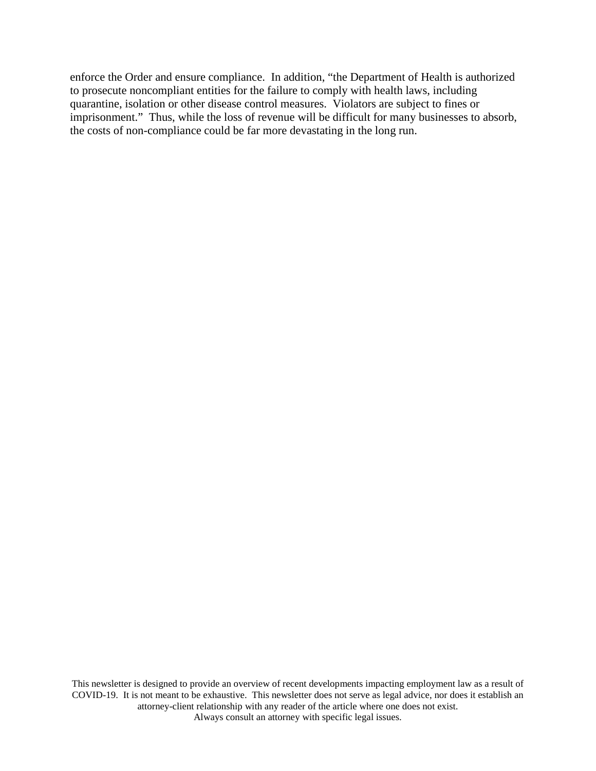enforce the Order and ensure compliance. In addition, "the Department of Health is authorized to prosecute noncompliant entities for the failure to comply with health laws, including quarantine, isolation or other disease control measures. Violators are subject to fines or imprisonment." Thus, while the loss of revenue will be difficult for many businesses to absorb, the costs of non-compliance could be far more devastating in the long run.

This newsletter is designed to provide an overview of recent developments impacting employment law as a result of COVID-19. It is not meant to be exhaustive. This newsletter does not serve as legal advice, nor does it establish an attorney-client relationship with any reader of the article where one does not exist.
Always consult an attorney with specific legal issues.